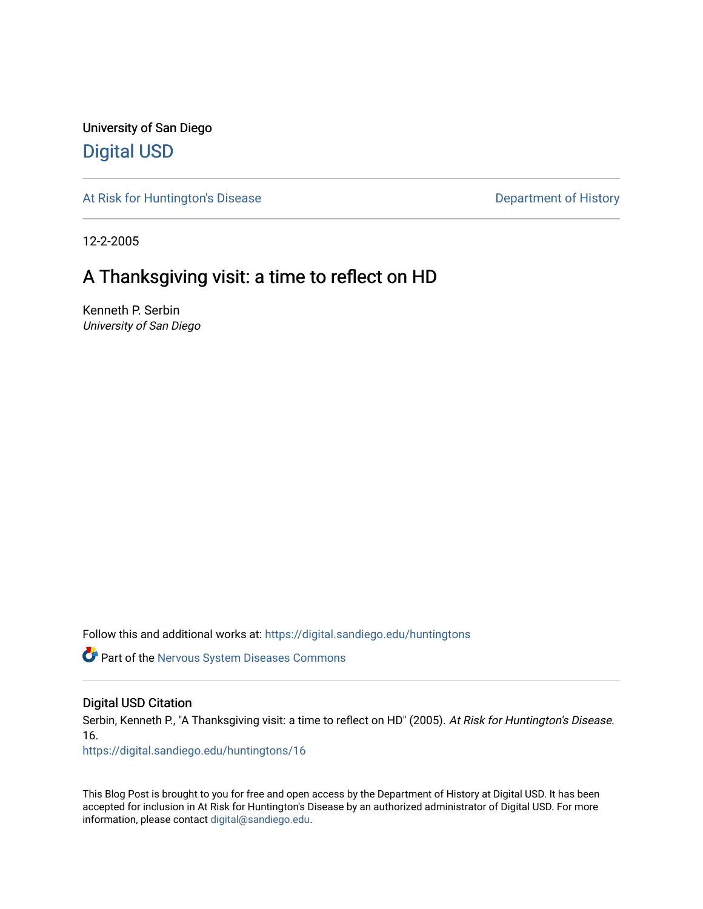University of San Diego

# Digital USD

At Risk for Huntington's Disease

Department of History

12-2-2005

## A Thanksgiving visit: a time to reflect on HD

Kenneth P. Serbin
*University of San Diego*

Follow this and additional works at: https://digital.sandiego.edu/huntingtons

Part of the Nervous System Diseases Commons

### Digital USD Citation

Serbin, Kenneth P., "A Thanksgiving visit: a time to reflect on HD" (2005). *At Risk for Huntington's Disease*. 16.
https://digital.sandiego.edu/huntingtons/16

This Blog Post is brought to you for free and open access by the Department of History at Digital USD. It has been accepted for inclusion in At Risk for Huntington's Disease by an authorized administrator of Digital USD. For more information, please contact digital@sandiego.edu.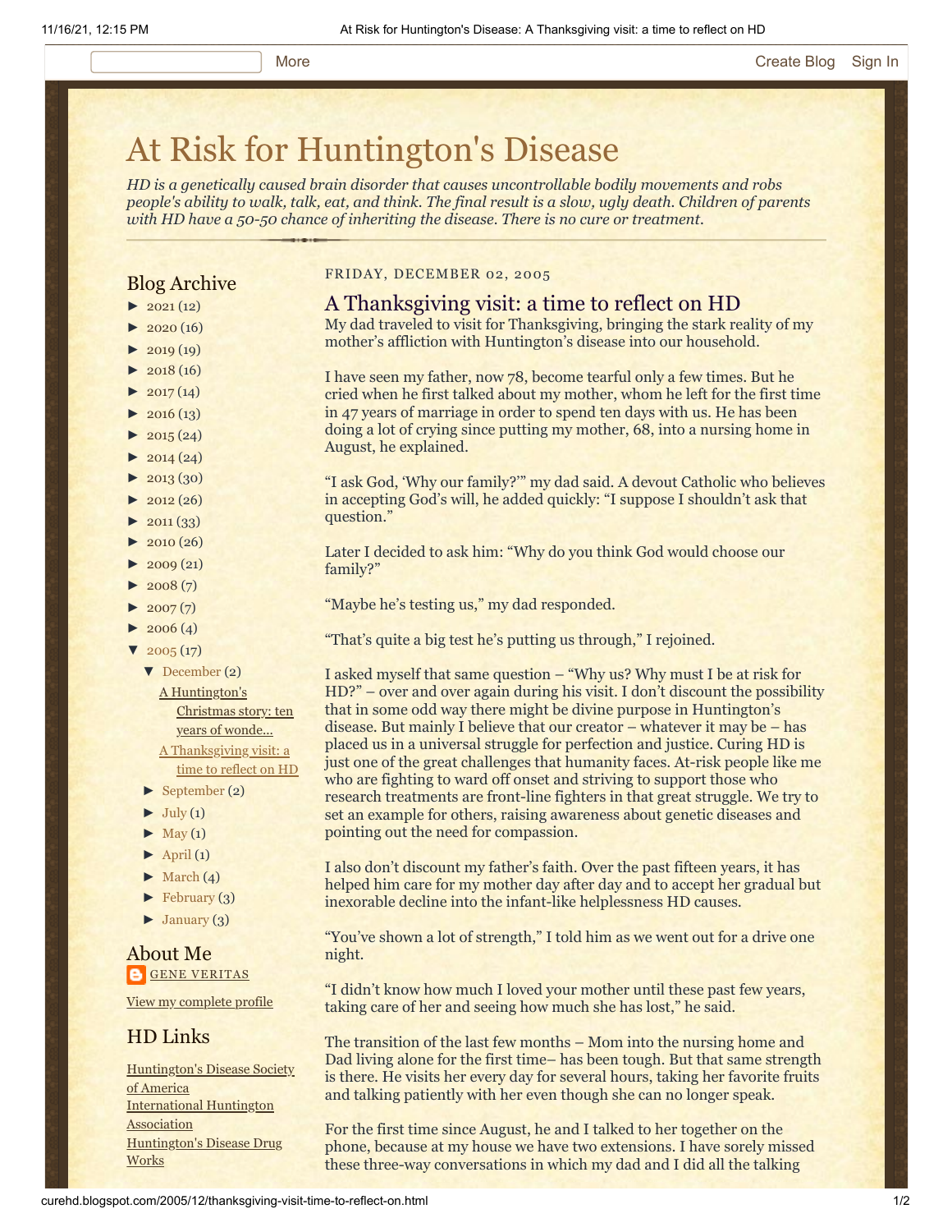More Create Blog Sign In

# At Risk for Huntington's Disease

*HD is a genetically caused brain disorder that causes uncontrollable bodily movements and robs people's ability to walk, talk, eat, and think. The final result is a slow, ugly death. Children of parents with HD have a 50-50 chance of inheriting the disease. There is no cure or treatment.*

FRIDAY, DECEMBER 02, 2005

## A Thanksgiving visit: a time to reflect on HD

My dad traveled to visit for Thanksgiving, bringing the stark reality of my mother's affliction with Huntington's disease into our household.

I have seen my father, now 78, become tearful only a few times. But he cried when he first talked about my mother, whom he left for the first time in 47 years of marriage in order to spend ten days with us. He has been doing a lot of crying since putting my mother, 68, into a nursing home in August, he explained.

"I ask God, 'Why our family?'" my dad said. A devout Catholic who believes in accepting God's will, he added quickly: "I suppose I shouldn't ask that question."

Later I decided to ask him: "Why do you think God would choose our family?"

"Maybe he's testing us," my dad responded.

"That's quite a big test he's putting us through," I rejoined.

I asked myself that same question – "Why us? Why must I be at risk for HD?" – over and over again during his visit. I don't discount the possibility that in some odd way there might be divine purpose in Huntington's disease. But mainly I believe that our creator – whatever it may be – has placed us in a universal struggle for perfection and justice. Curing HD is just one of the great challenges that humanity faces. At-risk people like me who are fighting to ward off onset and striving to support those who research treatments are front-line fighters in that great struggle. We try to set an example for others, raising awareness about genetic diseases and pointing out the need for compassion.

I also don't discount my father's faith. Over the past fifteen years, it has helped him care for my mother day after day and to accept her gradual but inexorable decline into the infant-like helplessness HD causes.

"You've shown a lot of strength," I told him as we went out for a drive one night.

"I didn't know how much I loved your mother until these past few years, taking care of her and seeing how much she has lost," he said.

The transition of the last few months – Mom into the nursing home and Dad living alone for the first time– has been tough. But that same strength is there. He visits her every day for several hours, taking her favorite fruits and talking patiently with her even though she can no longer speak.

For the first time since August, he and I talked to her together on the phone, because at my house we have two extensions. I have sorely missed these three-way conversations in which my dad and I did all the talking

## Blog Archive

- ► 2021 (12)
- ► 2020 (16)
- ► 2019 (19)
- ► 2018 (16)
- ► 2017 (14)
- ► 2016 (13)
- ► 2015 (24)
- ► 2014 (24)
- ► 2013 (30)
- ► 2012 (26)
- ► 2011 (33)
- ► 2010 (26)
- ► 2009 (21)
- ► 2008 (7)
- ► 2007 (7)
- ► 2006 (4)
- ▼ 2005 (17)
  - ▼ December (2)
    - A Huntington's Christmas story: ten years of wonde...
    - A Thanksgiving visit: a time to reflect on HD
  - ► September (2)
  - ► July (1)
  - ► May (1)
  - ► April (1)
  - ► March (4)
  - ► February (3)
  - ► January (3)

## About Me

GENE VERITAS

View my complete profile

## HD Links

Huntington's Disease Society of America
International Huntington Association
Huntington's Disease Drug Works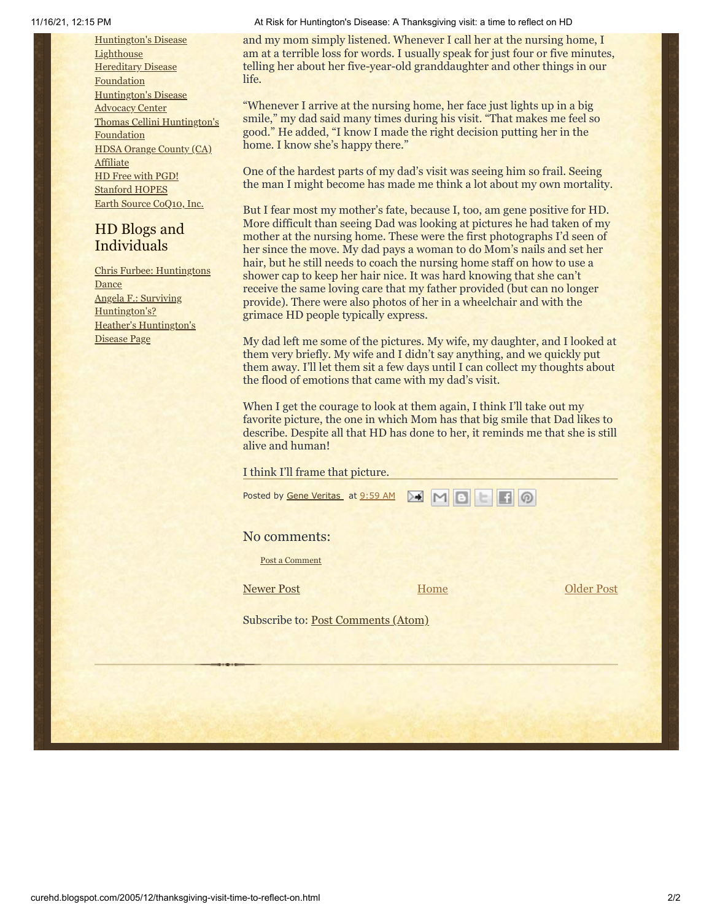and my mom simply listened. Whenever I call her at the nursing home, I am at a terrible loss for words. I usually speak for just four or five minutes, telling her about her five-year-old granddaughter and other things in our life.

"Whenever I arrive at the nursing home, her face just lights up in a big smile," my dad said many times during his visit. "That makes me feel so good." He added, "I know I made the right decision putting her in the home. I know she's happy there."

One of the hardest parts of my dad's visit was seeing him so frail. Seeing the man I might become has made me think a lot about my own mortality.

But I fear most my mother's fate, because I, too, am gene positive for HD. More difficult than seeing Dad was looking at pictures he had taken of my mother at the nursing home. These were the first photographs I'd seen of her since the move. My dad pays a woman to do Mom's nails and set her hair, but he still needs to coach the nursing home staff on how to use a shower cap to keep her hair nice. It was hard knowing that she can't receive the same loving care that my father provided (but can no longer provide). There were also photos of her in a wheelchair and with the grimace HD people typically express.

My dad left me some of the pictures. My wife, my daughter, and I looked at them very briefly. My wife and I didn't say anything, and we quickly put them away. I'll let them sit a few days until I can collect my thoughts about the flood of emotions that came with my dad's visit.

When I get the courage to look at them again, I think I'll take out my favorite picture, the one in which Mom has that big smile that Dad likes to describe. Despite all that HD has done to her, it reminds me that she is still alive and human!

I think I'll frame that picture.

Posted by Gene Veritas at 9:59 AM

## No comments:

Post a Comment

Newer Post | Home | Older Post

Subscribe to: Post Comments (Atom)

Huntington's Disease Lighthouse
Hereditary Disease Foundation
Huntington's Disease Advocacy Center
Thomas Cellini Huntington's Foundation
HDSA Orange County (CA) Affiliate
HD Free with PGD!
Stanford HOPES
Earth Source CoQ10, Inc.

## HD Blogs and Individuals

Chris Furbee: Huntingtons Dance
Angela F.: Surviving Huntington's?
Heather's Huntington's Disease Page